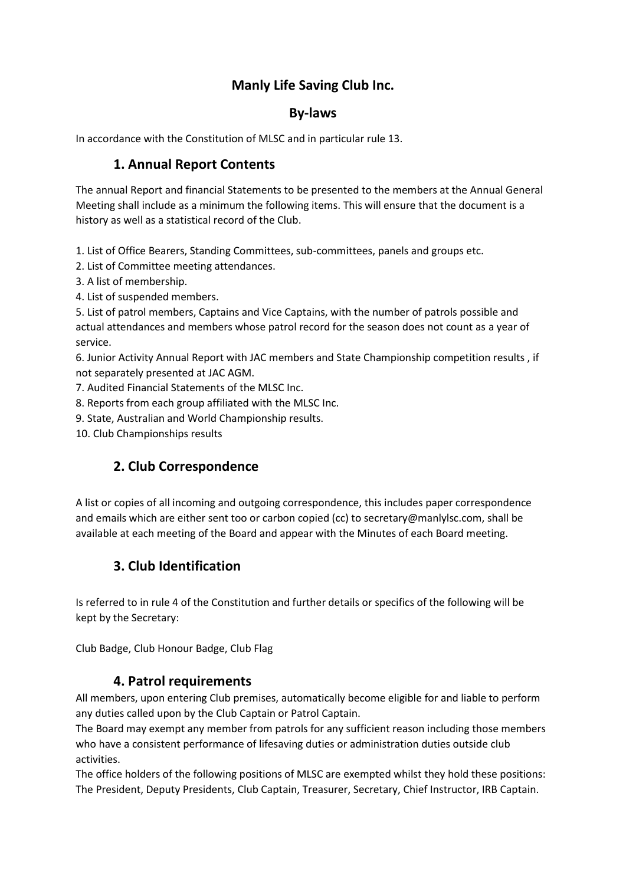# Manly Life Saving Club Inc.

## By-laws

In accordance with the Constitution of MLSC and in particular rule 13.

### 1. Annual Report Contents

The annual Report and financial Statements to be presented to the members at the Annual General Meeting shall include as a minimum the following items. This will ensure that the document is a history as well as a statistical record of the Club.

1. List of Office Bearers, Standing Committees, sub-committees, panels and groups etc.
2. List of Committee meeting attendances.
3. A list of membership.
4. List of suspended members.
5. List of patrol members, Captains and Vice Captains, with the number of patrols possible and actual attendances and members whose patrol record for the season does not count as a year of service.
6. Junior Activity Annual Report with JAC members and State Championship competition results , if not separately presented at JAC AGM.
7. Audited Financial Statements of the MLSC Inc.
8. Reports from each group affiliated with the MLSC Inc.
9. State, Australian and World Championship results.
10. Club Championships results

### 2. Club Correspondence

A list or copies of all incoming and outgoing correspondence, this includes paper correspondence and emails which are either sent too or carbon copied (cc) to secretary@manlylsc.com, shall be available at each meeting of the Board and appear with the Minutes of each Board meeting.

### 3. Club Identification

Is referred to in rule 4 of the Constitution and further details or specifics of the following will be kept by the Secretary:

Club Badge, Club Honour Badge, Club Flag

### 4. Patrol requirements

All members, upon entering Club premises, automatically become eligible for and liable to perform any duties called upon by the Club Captain or Patrol Captain.
The Board may exempt any member from patrols for any sufficient reason including those members who have a consistent performance of lifesaving duties or administration duties outside club activities.
The office holders of the following positions of MLSC are exempted whilst they hold these positions: The President, Deputy Presidents, Club Captain, Treasurer, Secretary, Chief Instructor, IRB Captain.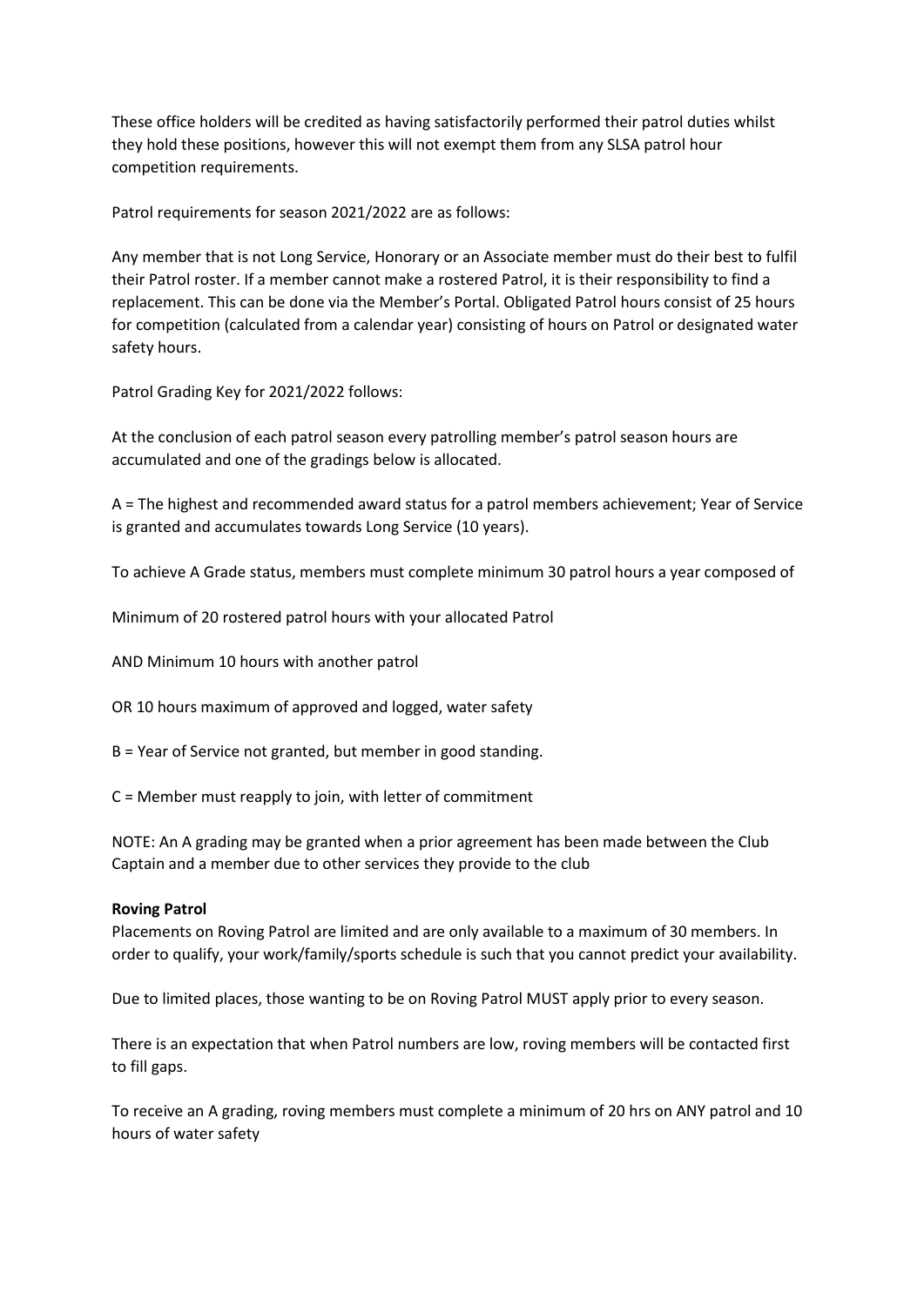These office holders will be credited as having satisfactorily performed their patrol duties whilst they hold these positions, however this will not exempt them from any SLSA patrol hour competition requirements.

Patrol requirements for season 2021/2022 are as follows:

Any member that is not Long Service, Honorary or an Associate member must do their best to fulfil their Patrol roster. If a member cannot make a rostered Patrol, it is their responsibility to find a replacement. This can be done via the Member's Portal. Obligated Patrol hours consist of 25 hours for competition (calculated from a calendar year) consisting of hours on Patrol or designated water safety hours.

Patrol Grading Key for 2021/2022 follows:

At the conclusion of each patrol season every patrolling member's patrol season hours are accumulated and one of the gradings below is allocated.

A = The highest and recommended award status for a patrol members achievement; Year of Service is granted and accumulates towards Long Service (10 years).

To achieve A Grade status, members must complete minimum 30 patrol hours a year composed of

Minimum of 20 rostered patrol hours with your allocated Patrol

AND Minimum 10 hours with another patrol

OR 10 hours maximum of approved and logged, water safety

B = Year of Service not granted, but member in good standing.

C = Member must reapply to join, with letter of commitment

NOTE: An A grading may be granted when a prior agreement has been made between the Club Captain and a member due to other services they provide to the club

**Roving Patrol**

Placements on Roving Patrol are limited and are only available to a maximum of 30 members. In order to qualify, your work/family/sports schedule is such that you cannot predict your availability.

Due to limited places, those wanting to be on Roving Patrol MUST apply prior to every season.

There is an expectation that when Patrol numbers are low, roving members will be contacted first to fill gaps.

To receive an A grading, roving members must complete a minimum of 20 hrs on ANY patrol and 10 hours of water safety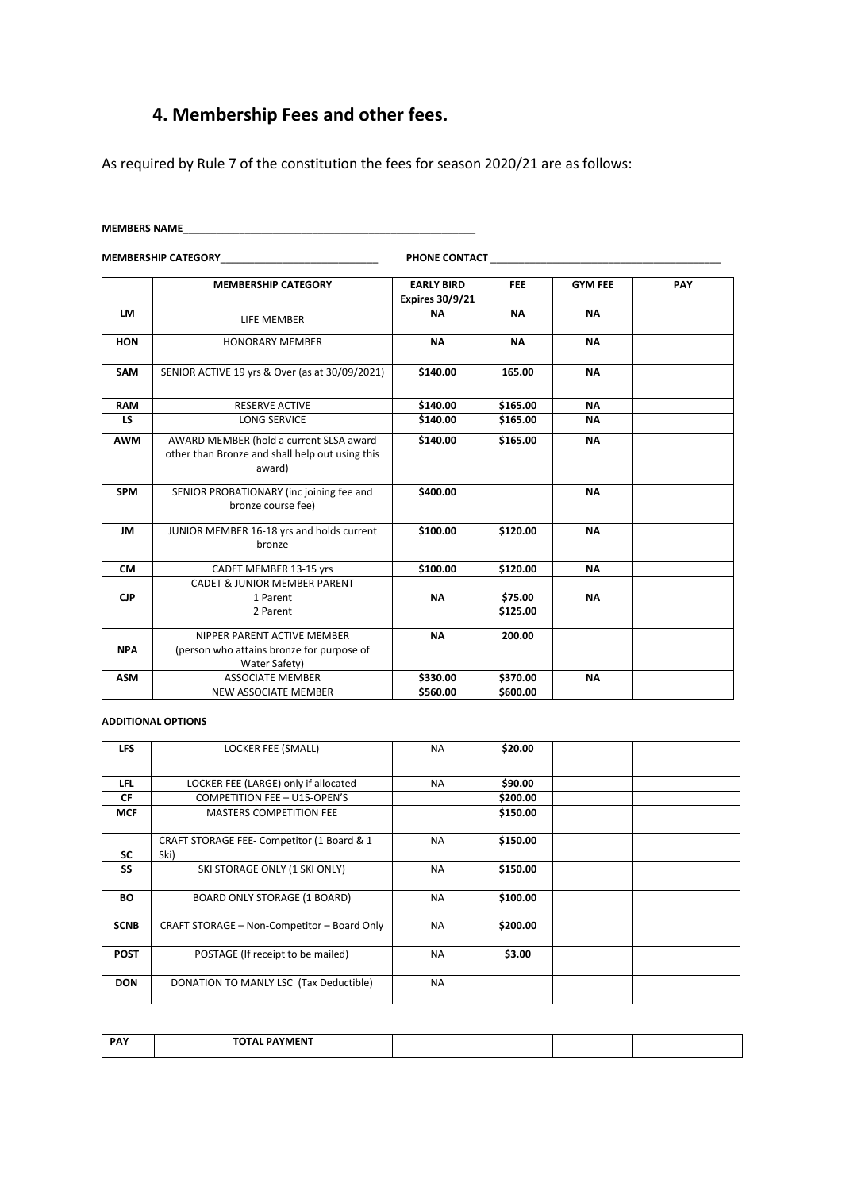# 4. Membership Fees and other fees.

As required by Rule 7 of the constitution the fees for season 2020/21 are as follows:

**MEMBERS NAME**___________________________________________________

**MEMBERSHIP CATEGORY**___________________________ **PHONE CONTACT** _______________________________________

| | MEMBERSHIP CATEGORY | EARLY BIRD Expires 30/9/21 | FEE | GYM FEE | PAY |
|---|---|---|---|---|---|
| LM | LIFE MEMBER | NA | NA | NA | |
| HON | HONORARY MEMBER | NA | NA | NA | |
| SAM | SENIOR ACTIVE 19 yrs & Over (as at 30/09/2021) | $140.00 | 165.00 | NA | |
| RAM | RESERVE ACTIVE | $140.00 | $165.00 | NA | |
| LS | LONG SERVICE | $140.00 | $165.00 | NA | |
| AWM | AWARD MEMBER (hold a current SLSA award other than Bronze and shall help out using this award) | $140.00 | $165.00 | NA | |
| SPM | SENIOR PROBATIONARY (inc joining fee and bronze course fee) | $400.00 | | NA | |
| JM | JUNIOR MEMBER 16-18 yrs and holds current bronze | $100.00 | $120.00 | NA | |
| CM | CADET MEMBER 13-15 yrs | $100.00 | $120.00 | NA | |
| CJP | CADET & JUNIOR MEMBER PARENT<br>1 Parent<br>2 Parent | NA | $75.00<br>$125.00 | NA | |
| NPA | NIPPER PARENT ACTIVE MEMBER (person who attains bronze for purpose of Water Safety) | NA | 200.00 | | |
| ASM | ASSOCIATE MEMBER<br>NEW ASSOCIATE MEMBER | $330.00<br>$560.00 | $370.00<br>$600.00 | NA | |

**ADDITIONAL OPTIONS**

| | | | | | |
|---|---|---|---|---|---|
| LFS | LOCKER FEE (SMALL) | NA | $20.00 | | |
| LFL | LOCKER FEE (LARGE) only if allocated | NA | $90.00 | | |
| CF | COMPETITION FEE – U15-OPEN'S | NA | $200.00 | | |
| MCF | MASTERS COMPETITION FEE | | $150.00 | | |
| SC | CRAFT STORAGE FEE- Competitor (1 Board & 1 Ski) | NA | $150.00 | | |
| SS | SKI STORAGE ONLY (1 SKI ONLY) | NA | $150.00 | | |
| BO | BOARD ONLY STORAGE (1 BOARD) | NA | $100.00 | | |
| SCNB | CRAFT STORAGE – Non-Competitor – Board Only | NA | $200.00 | | |
| POST | POSTAGE (If receipt to be mailed) | NA | $3.00 | | |
| DON | DONATION TO MANLY LSC (Tax Deductible) | NA | | | |

| | | | | | |
|---|---|---|---|---|---|
| PAY | TOTAL PAYMENT | | | | |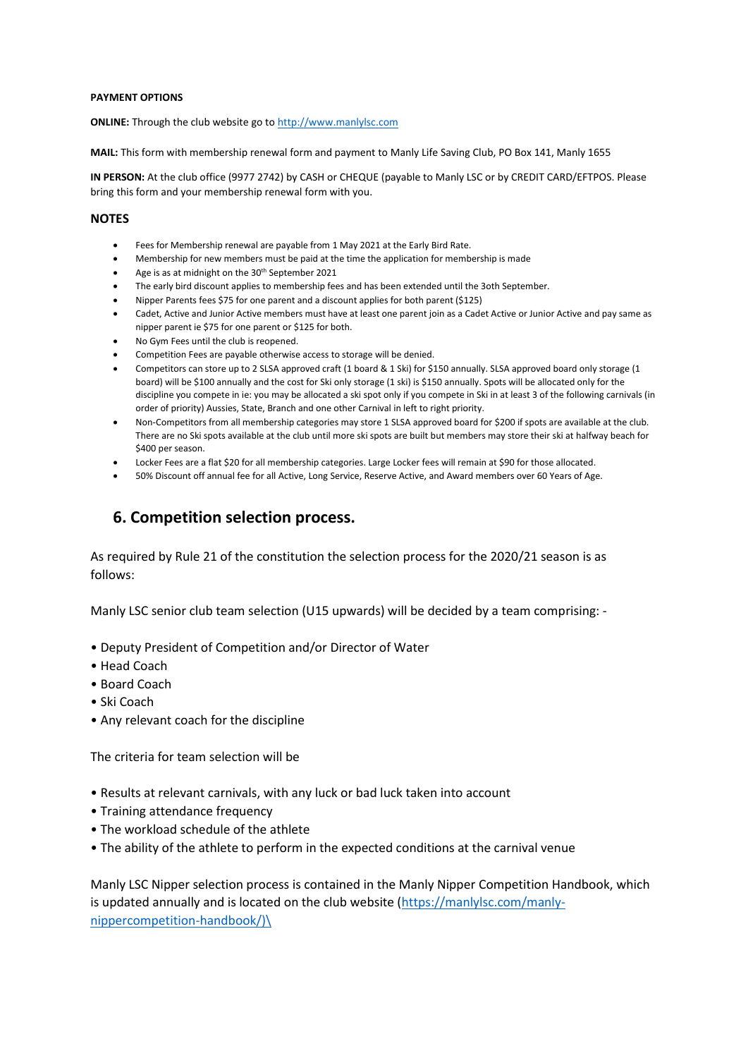**PAYMENT OPTIONS**

**ONLINE:** Through the club website go to http://www.manlylsc.com

**MAIL:** This form with membership renewal form and payment to Manly Life Saving Club, PO Box 141, Manly 1655

**IN PERSON:** At the club office (9977 2742) by CASH or CHEQUE (payable to Manly LSC or by CREDIT CARD/EFTPOS. Please bring this form and your membership renewal form with you.

### NOTES

- Fees for Membership renewal are payable from 1 May 2021 at the Early Bird Rate.
- Membership for new members must be paid at the time the application for membership is made
- Age is as at midnight on the 30th September 2021
- The early bird discount applies to membership fees and has been extended until the 3oth September.
- Nipper Parents fees $75 for one parent and a discount applies for both parent ($125)
- Cadet, Active and Junior Active members must have at least one parent join as a Cadet Active or Junior Active and pay same as nipper parent ie $75 for one parent or $125 for both.
- No Gym Fees until the club is reopened.
- Competition Fees are payable otherwise access to storage will be denied.
- Competitors can store up to 2 SLSA approved craft (1 board & 1 Ski) for $150 annually. SLSA approved board only storage (1 board) will be $100 annually and the cost for Ski only storage (1 ski) is $150 annually. Spots will be allocated only for the discipline you compete in ie: you may be allocated a ski spot only if you compete in Ski in at least 3 of the following carnivals (in order of priority) Aussies, State, Branch and one other Carnival in left to right priority.
- Non-Competitors from all membership categories may store 1 SLSA approved board for $200 if spots are available at the club. There are no Ski spots available at the club until more ski spots are built but members may store their ski at halfway beach for $400 per season.
- Locker Fees are a flat $20 for all membership categories. Large Locker fees will remain at $90 for those allocated.
- 50% Discount off annual fee for all Active, Long Service, Reserve Active, and Award members over 60 Years of Age.

## 6. Competition selection process.

As required by Rule 21 of the constitution the selection process for the 2020/21 season is as follows:

Manly LSC senior club team selection (U15 upwards) will be decided by a team comprising: -

- Deputy President of Competition and/or Director of Water
- Head Coach
- Board Coach
- Ski Coach
- Any relevant coach for the discipline

The criteria for team selection will be

- Results at relevant carnivals, with any luck or bad luck taken into account
- Training attendance frequency
- The workload schedule of the athlete
- The ability of the athlete to perform in the expected conditions at the carnival venue

Manly LSC Nipper selection process is contained in the Manly Nipper Competition Handbook, which is updated annually and is located on the club website (https://manlylsc.com/manly-nippercompetition-handbook/)\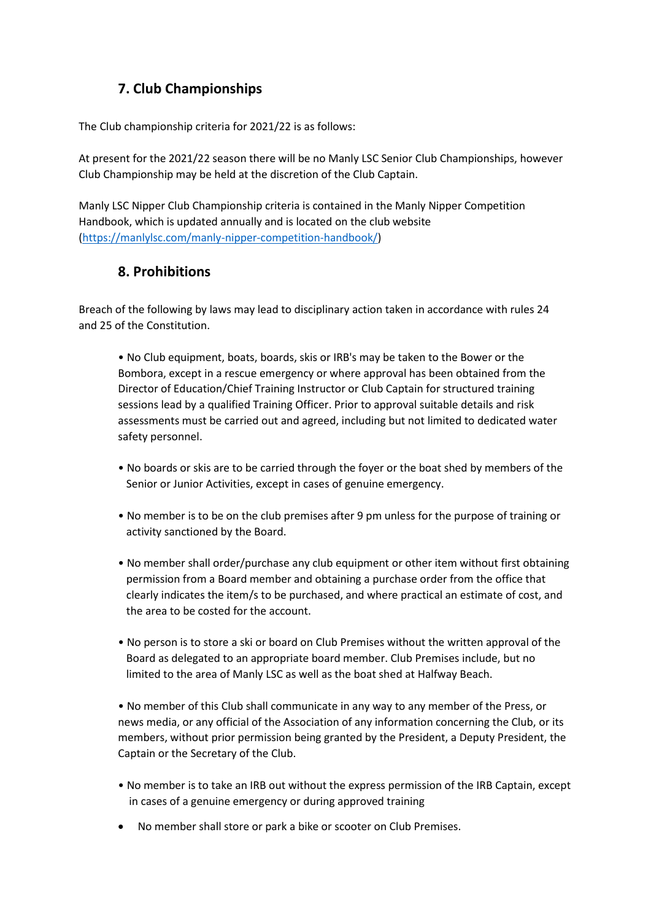## 7. Club Championships

The Club championship criteria for 2021/22 is as follows:

At present for the 2021/22 season there will be no Manly LSC Senior Club Championships, however Club Championship may be held at the discretion of the Club Captain.

Manly LSC Nipper Club Championship criteria is contained in the Manly Nipper Competition Handbook, which is updated annually and is located on the club website (https://manlylsc.com/manly-nipper-competition-handbook/)

## 8. Prohibitions

Breach of the following by laws may lead to disciplinary action taken in accordance with rules 24 and 25 of the Constitution.

- No Club equipment, boats, boards, skis or IRB's may be taken to the Bower or the Bombora, except in a rescue emergency or where approval has been obtained from the Director of Education/Chief Training Instructor or Club Captain for structured training sessions lead by a qualified Training Officer. Prior to approval suitable details and risk assessments must be carried out and agreed, including but not limited to dedicated water safety personnel.
- No boards or skis are to be carried through the foyer or the boat shed by members of the Senior or Junior Activities, except in cases of genuine emergency.
- No member is to be on the club premises after 9 pm unless for the purpose of training or activity sanctioned by the Board.
- No member shall order/purchase any club equipment or other item without first obtaining permission from a Board member and obtaining a purchase order from the office that clearly indicates the item/s to be purchased, and where practical an estimate of cost, and the area to be costed for the account.
- No person is to store a ski or board on Club Premises without the written approval of the Board as delegated to an appropriate board member. Club Premises include, but no limited to the area of Manly LSC as well as the boat shed at Halfway Beach.
- No member of this Club shall communicate in any way to any member of the Press, or news media, or any official of the Association of any information concerning the Club, or its members, without prior permission being granted by the President, a Deputy President, the Captain or the Secretary of the Club.
- No member is to take an IRB out without the express permission of the IRB Captain, except in cases of a genuine emergency or during approved training
- No member shall store or park a bike or scooter on Club Premises.